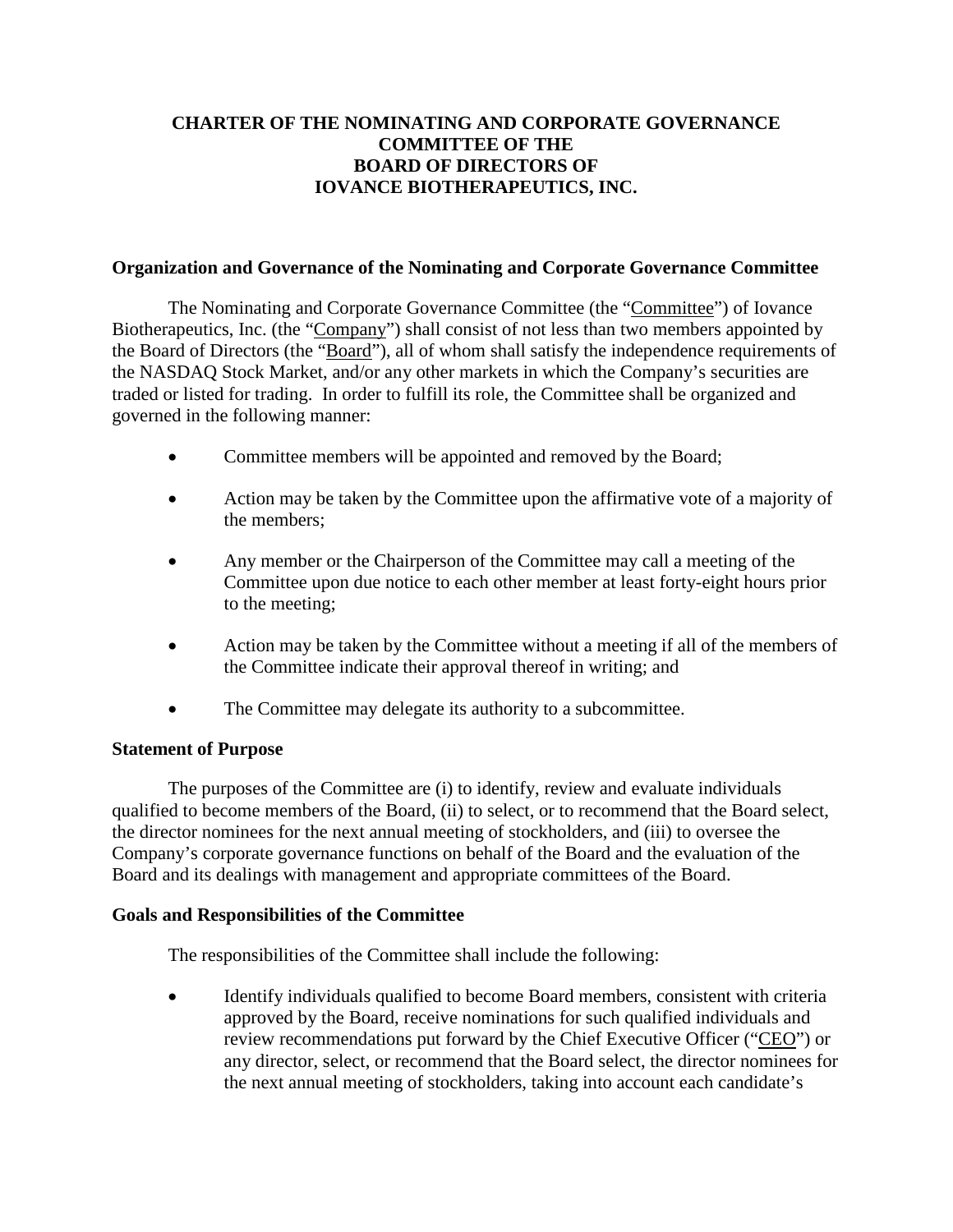# CHARTER OF THE NOMINATING AND CORPORATE GOVERNANCE COMMITTEE OF THE BOARD OF DIRECTORS OF IOVANCE BIOTHERAPEUTICS, INC.

## Organization and Governance of the Nominating and Corporate Governance Committee

The Nominating and Corporate Governance Committee (the "Committee") of Iovance Biotherapeutics, Inc. (the "Company") shall consist of not less than two members appointed by the Board of Directors (the "Board"), all of whom shall satisfy the independence requirements of the NASDAQ Stock Market, and/or any other markets in which the Company's securities are traded or listed for trading. In order to fulfill its role, the Committee shall be organized and governed in the following manner:

- Committee members will be appointed and removed by the Board;
- Action may be taken by the Committee upon the affirmative vote of a majority of the members;
- Any member or the Chairperson of the Committee may call a meeting of the Committee upon due notice to each other member at least forty-eight hours prior to the meeting;
- Action may be taken by the Committee without a meeting if all of the members of the Committee indicate their approval thereof in writing; and
- The Committee may delegate its authority to a subcommittee.

## Statement of Purpose

The purposes of the Committee are (i) to identify, review and evaluate individuals qualified to become members of the Board, (ii) to select, or to recommend that the Board select, the director nominees for the next annual meeting of stockholders, and (iii) to oversee the Company's corporate governance functions on behalf of the Board and the evaluation of the Board and its dealings with management and appropriate committees of the Board.

## Goals and Responsibilities of the Committee

The responsibilities of the Committee shall include the following:

- Identify individuals qualified to become Board members, consistent with criteria approved by the Board, receive nominations for such qualified individuals and review recommendations put forward by the Chief Executive Officer ("CEO") or any director, select, or recommend that the Board select, the director nominees for the next annual meeting of stockholders, taking into account each candidate's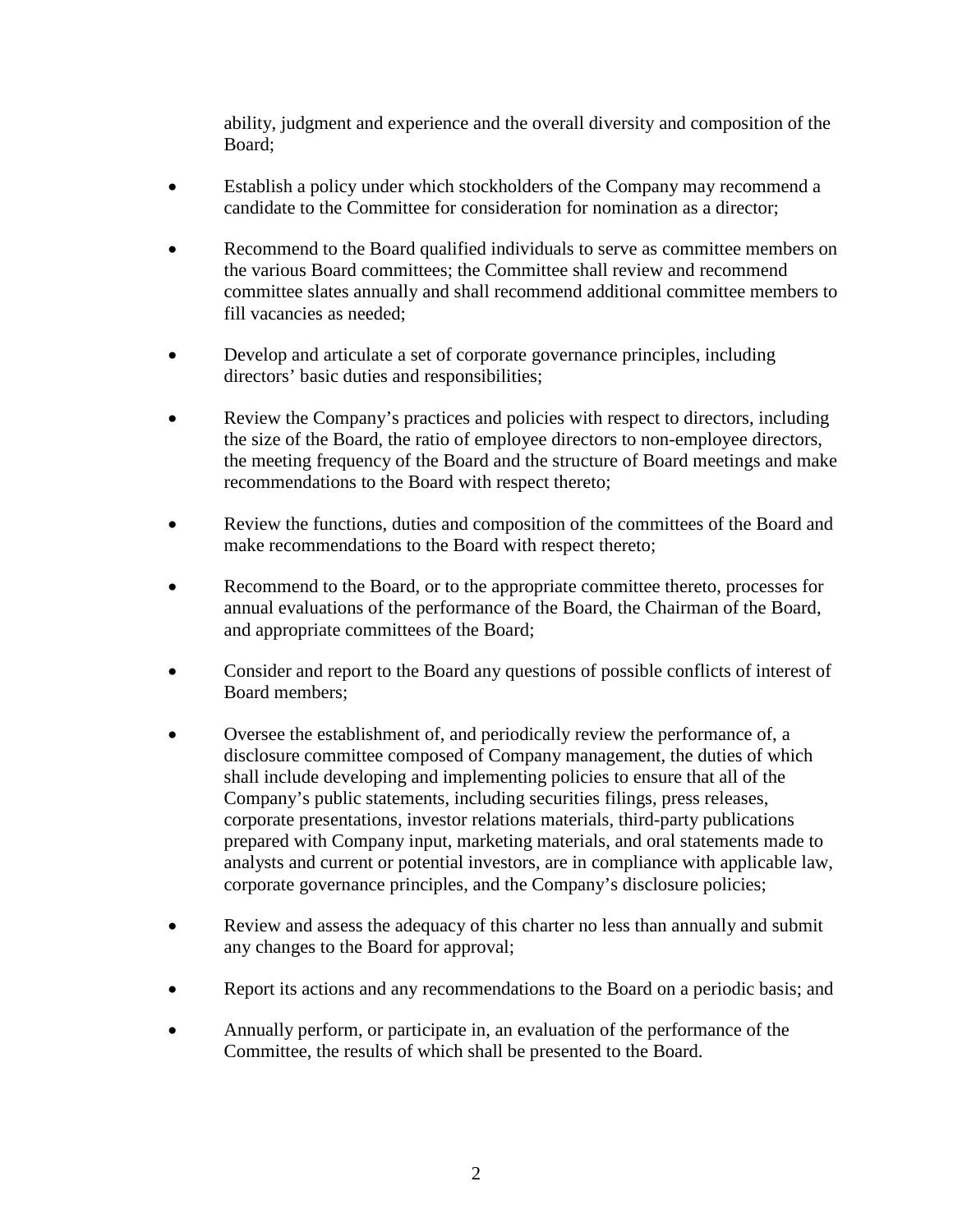ability, judgment and experience and the overall diversity and composition of the Board;

- Establish a policy under which stockholders of the Company may recommend a candidate to the Committee for consideration for nomination as a director;
- Recommend to the Board qualified individuals to serve as committee members on the various Board committees; the Committee shall review and recommend committee slates annually and shall recommend additional committee members to fill vacancies as needed;
- Develop and articulate a set of corporate governance principles, including directors' basic duties and responsibilities;
- Review the Company's practices and policies with respect to directors, including the size of the Board, the ratio of employee directors to non-employee directors, the meeting frequency of the Board and the structure of Board meetings and make recommendations to the Board with respect thereto;
- Review the functions, duties and composition of the committees of the Board and make recommendations to the Board with respect thereto;
- Recommend to the Board, or to the appropriate committee thereto, processes for annual evaluations of the performance of the Board, the Chairman of the Board, and appropriate committees of the Board;
- Consider and report to the Board any questions of possible conflicts of interest of Board members;
- Oversee the establishment of, and periodically review the performance of, a disclosure committee composed of Company management, the duties of which shall include developing and implementing policies to ensure that all of the Company's public statements, including securities filings, press releases, corporate presentations, investor relations materials, third-party publications prepared with Company input, marketing materials, and oral statements made to analysts and current or potential investors, are in compliance with applicable law, corporate governance principles, and the Company's disclosure policies;
- Review and assess the adequacy of this charter no less than annually and submit any changes to the Board for approval;
- Report its actions and any recommendations to the Board on a periodic basis; and
- Annually perform, or participate in, an evaluation of the performance of the Committee, the results of which shall be presented to the Board.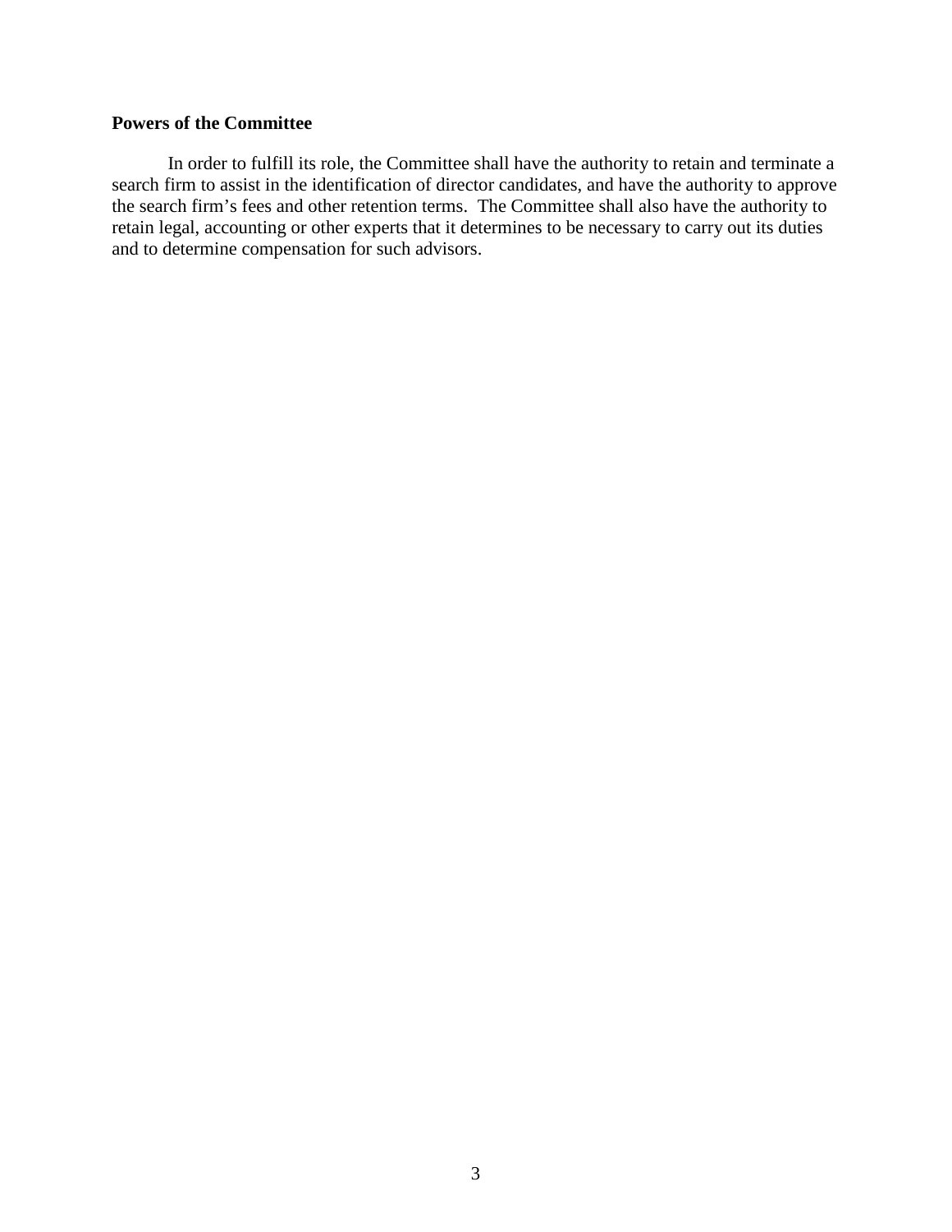**Powers of the Committee**

In order to fulfill its role, the Committee shall have the authority to retain and terminate a search firm to assist in the identification of director candidates, and have the authority to approve the search firm's fees and other retention terms. The Committee shall also have the authority to retain legal, accounting or other experts that it determines to be necessary to carry out its duties and to determine compensation for such advisors.